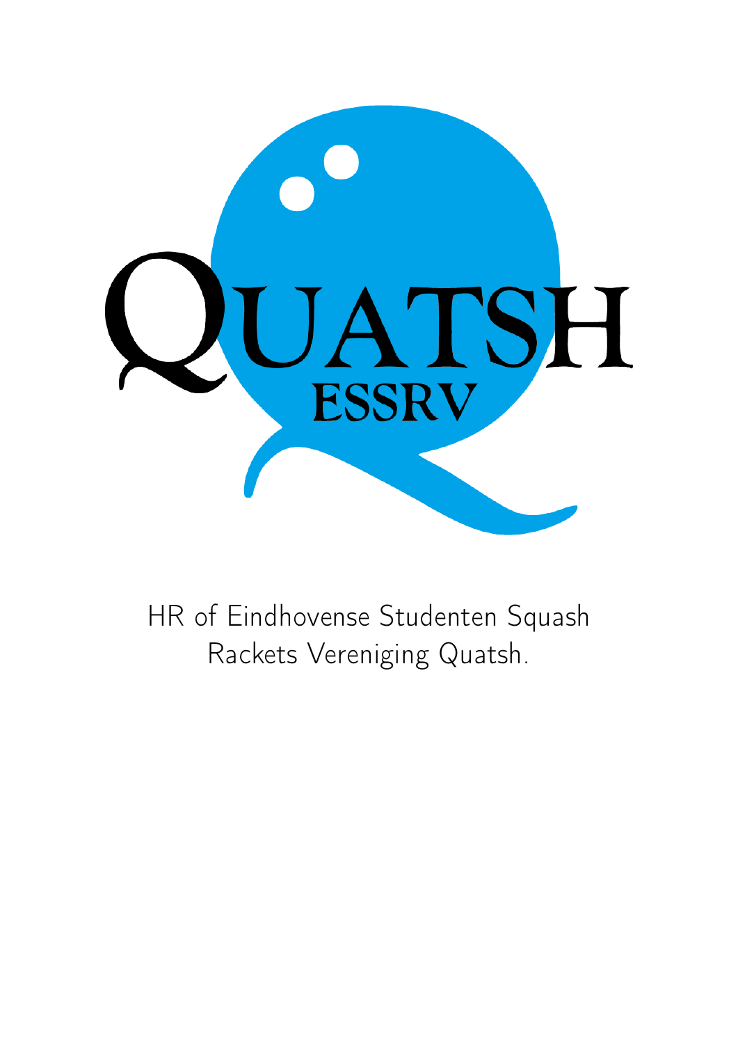QUATSH
ESSRV

HR of Eindhovense Studenten Squash Rackets Vereniging Quatsh.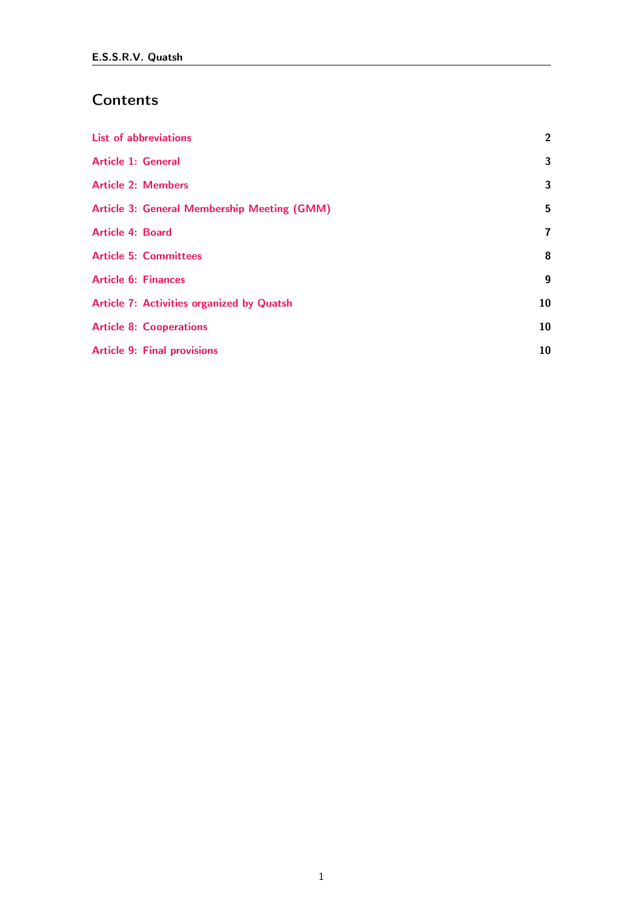# Contents

| | |
|---|---|
| List of abbreviations | 2 |
| Article 1: General | 3 |
| Article 2: Members | 3 |
| Article 3: General Membership Meeting (GMM) | 5 |
| Article 4: Board | 7 |
| Article 5: Committees | 8 |
| Article 6: Finances | 9 |
| Article 7: Activities organized by Quatsh | 10 |
| Article 8: Cooperations | 10 |
| Article 9: Final provisions | 10 |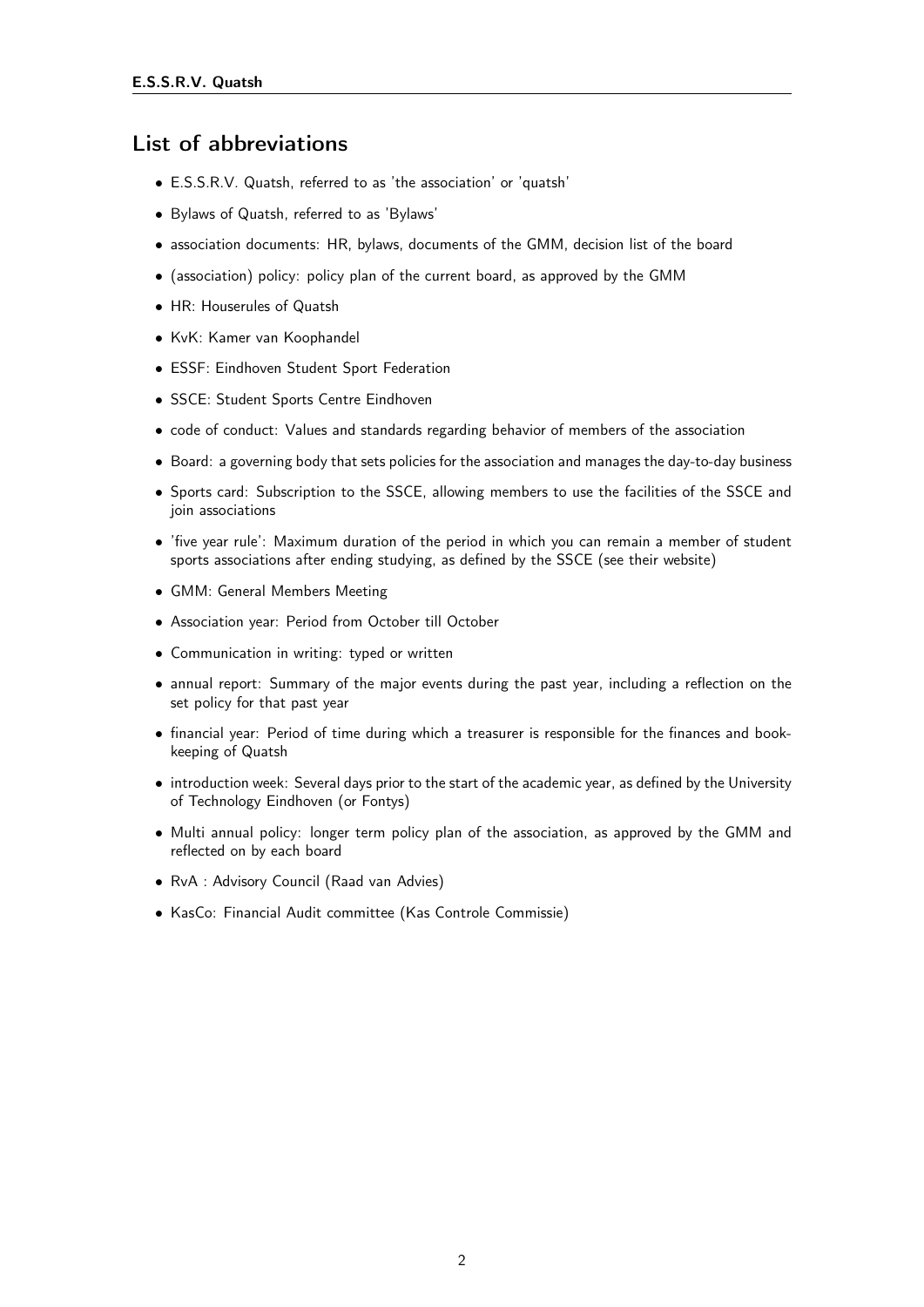## List of abbreviations

- E.S.S.R.V. Quatsh, referred to as 'the association' or 'quatsh'
- Bylaws of Quatsh, referred to as 'Bylaws'
- association documents: HR, bylaws, documents of the GMM, decision list of the board
- (association) policy: policy plan of the current board, as approved by the GMM
- HR: Houserules of Quatsh
- KvK: Kamer van Koophandel
- ESSF: Eindhoven Student Sport Federation
- SSCE: Student Sports Centre Eindhoven
- code of conduct: Values and standards regarding behavior of members of the association
- Board: a governing body that sets policies for the association and manages the day-to-day business
- Sports card: Subscription to the SSCE, allowing members to use the facilities of the SSCE and join associations
- 'five year rule': Maximum duration of the period in which you can remain a member of student sports associations after ending studying, as defined by the SSCE (see their website)
- GMM: General Members Meeting
- Association year: Period from October till October
- Communication in writing: typed or written
- annual report: Summary of the major events during the past year, including a reflection on the set policy for that past year
- financial year: Period of time during which a treasurer is responsible for the finances and bookkeeping of Quatsh
- introduction week: Several days prior to the start of the academic year, as defined by the University of Technology Eindhoven (or Fontys)
- Multi annual policy: longer term policy plan of the association, as approved by the GMM and reflected on by each board
- RvA : Advisory Council (Raad van Advies)
- KasCo: Financial Audit committee (Kas Controle Commissie)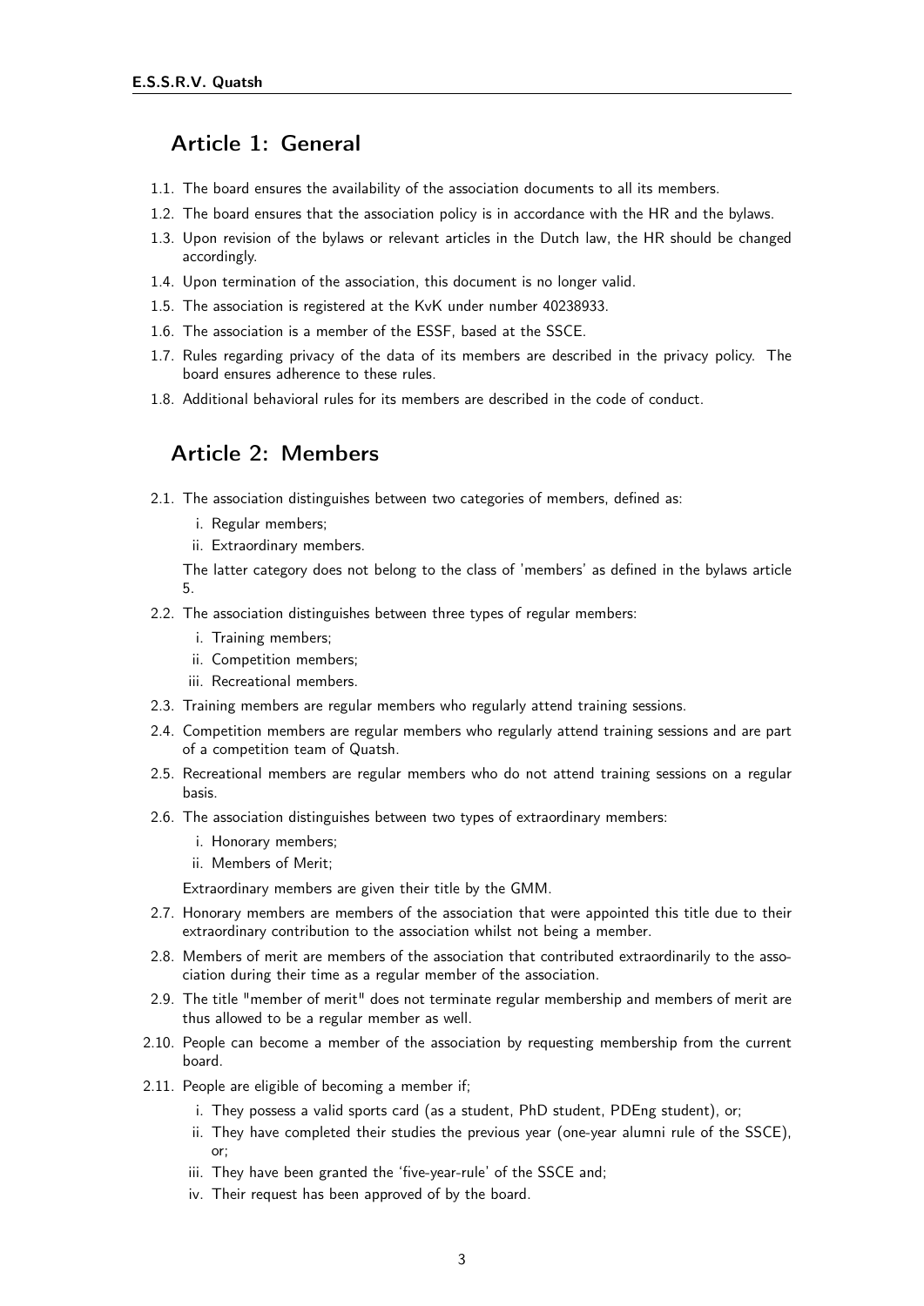## Article 1: General

1.1. The board ensures the availability of the association documents to all its members.

1.2. The board ensures that the association policy is in accordance with the HR and the bylaws.

1.3. Upon revision of the bylaws or relevant articles in the Dutch law, the HR should be changed accordingly.

1.4. Upon termination of the association, this document is no longer valid.

1.5. The association is registered at the KvK under number 40238933.

1.6. The association is a member of the ESSF, based at the SSCE.

1.7. Rules regarding privacy of the data of its members are described in the privacy policy. The board ensures adherence to these rules.

1.8. Additional behavioral rules for its members are described in the code of conduct.

## Article 2: Members

2.1. The association distinguishes between two categories of members, defined as:

   i. Regular members;

   ii. Extraordinary members.

   The latter category does not belong to the class of 'members' as defined in the bylaws article 5.

2.2. The association distinguishes between three types of regular members:

   i. Training members;

   ii. Competition members;

   iii. Recreational members.

2.3. Training members are regular members who regularly attend training sessions.

2.4. Competition members are regular members who regularly attend training sessions and are part of a competition team of Quatsh.

2.5. Recreational members are regular members who do not attend training sessions on a regular basis.

2.6. The association distinguishes between two types of extraordinary members:

   i. Honorary members;

   ii. Members of Merit;

   Extraordinary members are given their title by the GMM.

2.7. Honorary members are members of the association that were appointed this title due to their extraordinary contribution to the association whilst not being a member.

2.8. Members of merit are members of the association that contributed extraordinarily to the association during their time as a regular member of the association.

2.9. The title "member of merit" does not terminate regular membership and members of merit are thus allowed to be a regular member as well.

2.10. People can become a member of the association by requesting membership from the current board.

2.11. People are eligible of becoming a member if;

   i. They possess a valid sports card (as a student, PhD student, PDEng student), or;

   ii. They have completed their studies the previous year (one-year alumni rule of the SSCE), or;

   iii. They have been granted the 'five-year-rule' of the SSCE and;

   iv. Their request has been approved of by the board.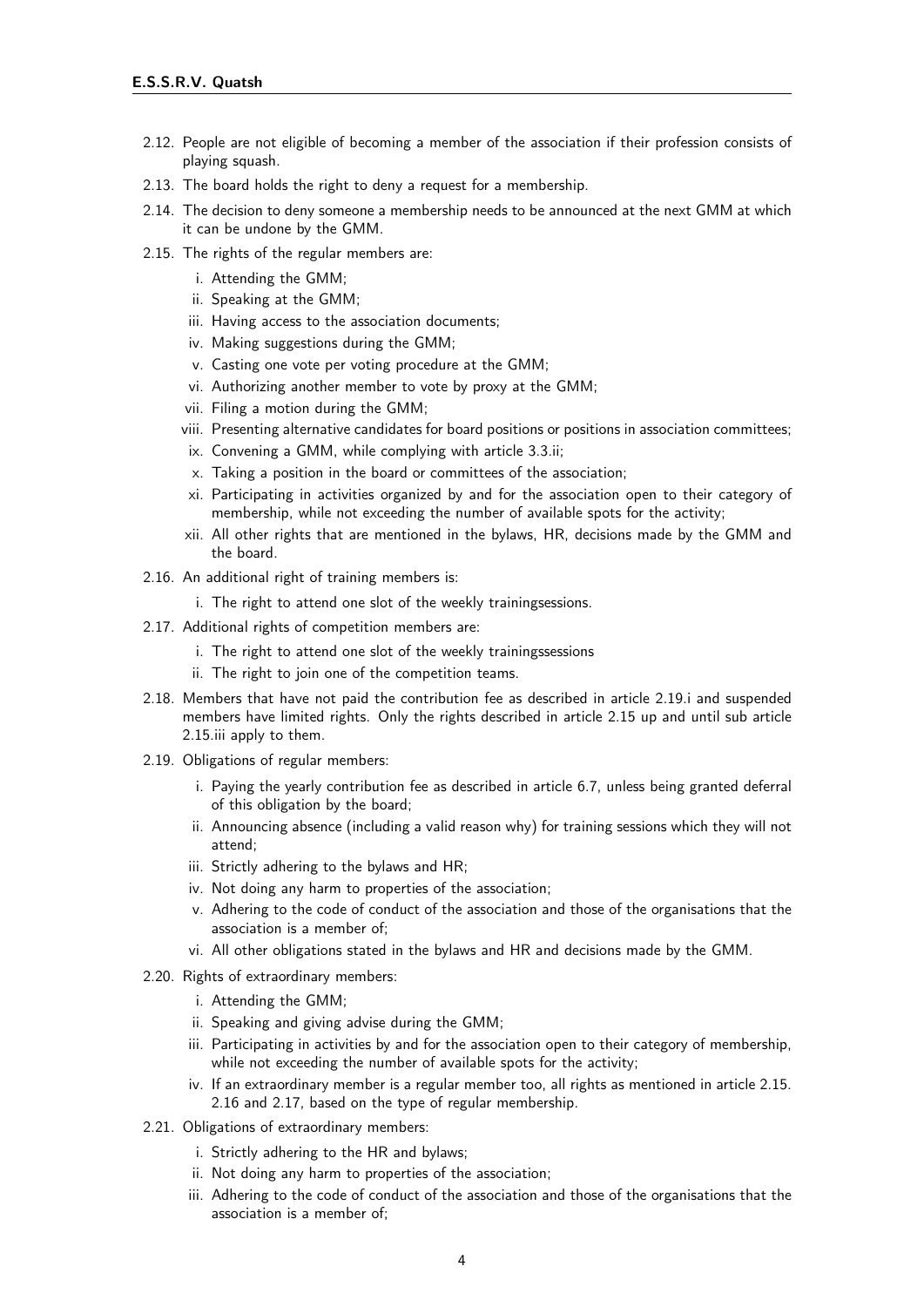2.12. People are not eligible of becoming a member of the association if their profession consists of playing squash.

2.13. The board holds the right to deny a request for a membership.

2.14. The decision to deny someone a membership needs to be announced at the next GMM at which it can be undone by the GMM.

2.15. The rights of the regular members are:

   i. Attending the GMM;
   ii. Speaking at the GMM;
   iii. Having access to the association documents;
   iv. Making suggestions during the GMM;
   v. Casting one vote per voting procedure at the GMM;
   vi. Authorizing another member to vote by proxy at the GMM;
   vii. Filing a motion during the GMM;
   viii. Presenting alternative candidates for board positions or positions in association committees;
   ix. Convening a GMM, while complying with article 3.3.ii;
   x. Taking a position in the board or committees of the association;
   xi. Participating in activities organized by and for the association open to their category of membership, while not exceeding the number of available spots for the activity;
   xii. All other rights that are mentioned in the bylaws, HR, decisions made by the GMM and the board.

2.16. An additional right of training members is:

   i. The right to attend one slot of the weekly trainingsessions.

2.17. Additional rights of competition members are:

   i. The right to attend one slot of the weekly trainingssessions
   ii. The right to join one of the competition teams.

2.18. Members that have not paid the contribution fee as described in article 2.19.i and suspended members have limited rights. Only the rights described in article 2.15 up and until sub article 2.15.iii apply to them.

2.19. Obligations of regular members:

   i. Paying the yearly contribution fee as described in article 6.7, unless being granted deferral of this obligation by the board;
   ii. Announcing absence (including a valid reason why) for training sessions which they will not attend;
   iii. Strictly adhering to the bylaws and HR;
   iv. Not doing any harm to properties of the association;
   v. Adhering to the code of conduct of the association and those of the organisations that the association is a member of;
   vi. All other obligations stated in the bylaws and HR and decisions made by the GMM.

2.20. Rights of extraordinary members:

   i. Attending the GMM;
   ii. Speaking and giving advise during the GMM;
   iii. Participating in activities by and for the association open to their category of membership, while not exceeding the number of available spots for the activity;
   iv. If an extraordinary member is a regular member too, all rights as mentioned in article 2.15. 2.16 and 2.17, based on the type of regular membership.

2.21. Obligations of extraordinary members:

   i. Strictly adhering to the HR and bylaws;
   ii. Not doing any harm to properties of the association;
   iii. Adhering to the code of conduct of the association and those of the organisations that the association is a member of;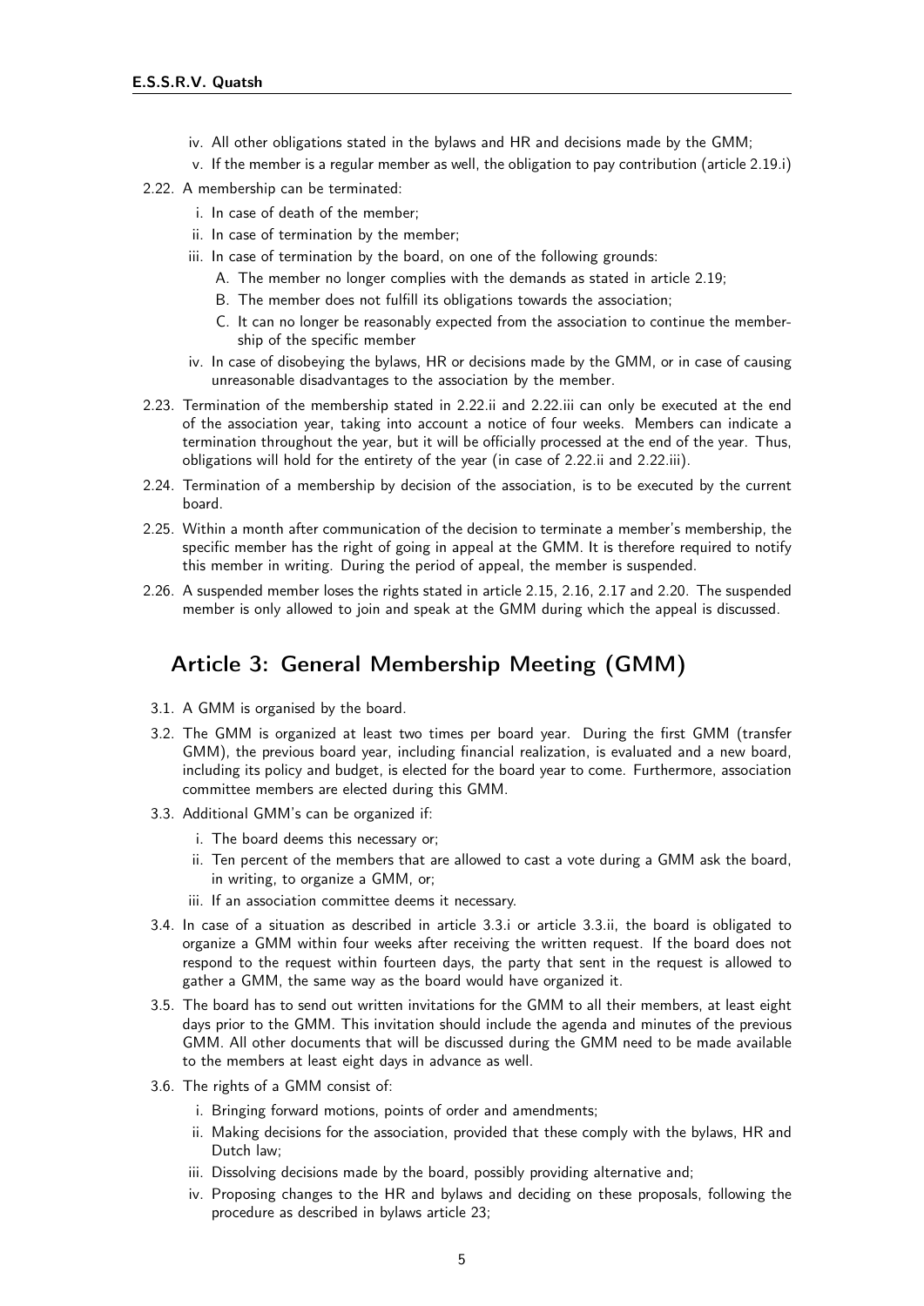iv. All other obligations stated in the bylaws and HR and decisions made by the GMM;

v. If the member is a regular member as well, the obligation to pay contribution (article 2.19.i)

2.22. A membership can be terminated:

i. In case of death of the member;

ii. In case of termination by the member;

iii. In case of termination by the board, on one of the following grounds:

A. The member no longer complies with the demands as stated in article 2.19;

B. The member does not fulfill its obligations towards the association;

C. It can no longer be reasonably expected from the association to continue the membership of the specific member

iv. In case of disobeying the bylaws, HR or decisions made by the GMM, or in case of causing unreasonable disadvantages to the association by the member.

2.23. Termination of the membership stated in 2.22.ii and 2.22.iii can only be executed at the end of the association year, taking into account a notice of four weeks. Members can indicate a termination throughout the year, but it will be officially processed at the end of the year. Thus, obligations will hold for the entirety of the year (in case of 2.22.ii and 2.22.iii).

2.24. Termination of a membership by decision of the association, is to be executed by the current board.

2.25. Within a month after communication of the decision to terminate a member's membership, the specific member has the right of going in appeal at the GMM. It is therefore required to notify this member in writing. During the period of appeal, the member is suspended.

2.26. A suspended member loses the rights stated in article 2.15, 2.16, 2.17 and 2.20. The suspended member is only allowed to join and speak at the GMM during which the appeal is discussed.

## Article 3: General Membership Meeting (GMM)

3.1. A GMM is organised by the board.

3.2. The GMM is organized at least two times per board year. During the first GMM (transfer GMM), the previous board year, including financial realization, is evaluated and a new board, including its policy and budget, is elected for the board year to come. Furthermore, association committee members are elected during this GMM.

3.3. Additional GMM's can be organized if:

i. The board deems this necessary or;

ii. Ten percent of the members that are allowed to cast a vote during a GMM ask the board, in writing, to organize a GMM, or;

iii. If an association committee deems it necessary.

3.4. In case of a situation as described in article 3.3.i or article 3.3.ii, the board is obligated to organize a GMM within four weeks after receiving the written request. If the board does not respond to the request within fourteen days, the party that sent in the request is allowed to gather a GMM, the same way as the board would have organized it.

3.5. The board has to send out written invitations for the GMM to all their members, at least eight days prior to the GMM. This invitation should include the agenda and minutes of the previous GMM. All other documents that will be discussed during the GMM need to be made available to the members at least eight days in advance as well.

3.6. The rights of a GMM consist of:

i. Bringing forward motions, points of order and amendments;

ii. Making decisions for the association, provided that these comply with the bylaws, HR and Dutch law;

iii. Dissolving decisions made by the board, possibly providing alternative and;

iv. Proposing changes to the HR and bylaws and deciding on these proposals, following the procedure as described in bylaws article 23;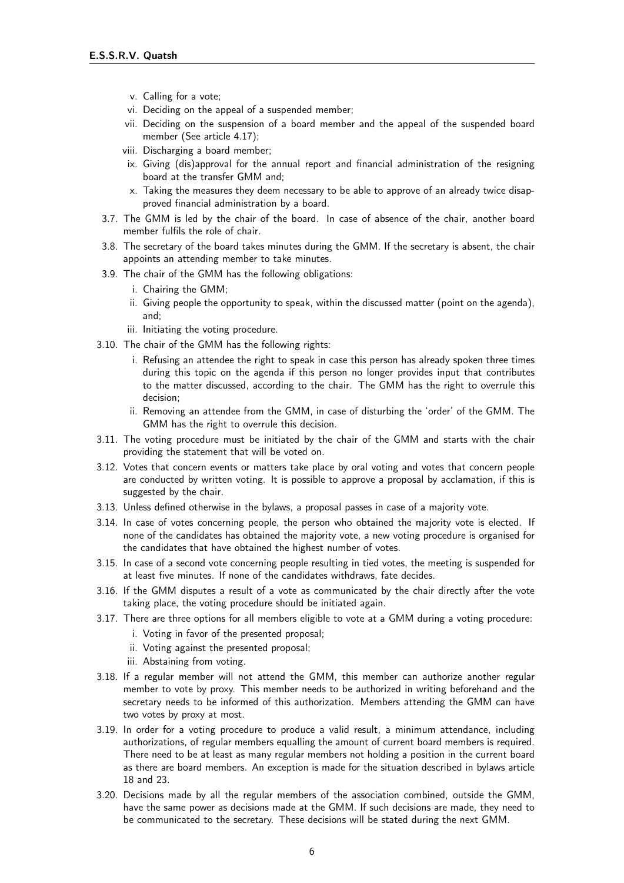v. Calling for a vote;
   vi. Deciding on the appeal of a suspended member;
   vii. Deciding on the suspension of a board member and the appeal of the suspended board member (See article 4.17);
   viii. Discharging a board member;
   ix. Giving (dis)approval for the annual report and financial administration of the resigning board at the transfer GMM and;
   x. Taking the measures they deem necessary to be able to approve of an already twice disapproved financial administration by a board.

3.7. The GMM is led by the chair of the board. In case of absence of the chair, another board member fulfils the role of chair.

3.8. The secretary of the board takes minutes during the GMM. If the secretary is absent, the chair appoints an attending member to take minutes.

3.9. The chair of the GMM has the following obligations:
   i. Chairing the GMM;
   ii. Giving people the opportunity to speak, within the discussed matter (point on the agenda), and;
   iii. Initiating the voting procedure.

3.10. The chair of the GMM has the following rights:
   i. Refusing an attendee the right to speak in case this person has already spoken three times during this topic on the agenda if this person no longer provides input that contributes to the matter discussed, according to the chair. The GMM has the right to overrule this decision;
   ii. Removing an attendee from the GMM, in case of disturbing the 'order' of the GMM. The GMM has the right to overrule this decision.

3.11. The voting procedure must be initiated by the chair of the GMM and starts with the chair providing the statement that will be voted on.

3.12. Votes that concern events or matters take place by oral voting and votes that concern people are conducted by written voting. It is possible to approve a proposal by acclamation, if this is suggested by the chair.

3.13. Unless defined otherwise in the bylaws, a proposal passes in case of a majority vote.

3.14. In case of votes concerning people, the person who obtained the majority vote is elected. If none of the candidates has obtained the majority vote, a new voting procedure is organised for the candidates that have obtained the highest number of votes.

3.15. In case of a second vote concerning people resulting in tied votes, the meeting is suspended for at least five minutes. If none of the candidates withdraws, fate decides.

3.16. If the GMM disputes a result of a vote as communicated by the chair directly after the vote taking place, the voting procedure should be initiated again.

3.17. There are three options for all members eligible to vote at a GMM during a voting procedure:
   i. Voting in favor of the presented proposal;
   ii. Voting against the presented proposal;
   iii. Abstaining from voting.

3.18. If a regular member will not attend the GMM, this member can authorize another regular member to vote by proxy. This member needs to be authorized in writing beforehand and the secretary needs to be informed of this authorization. Members attending the GMM can have two votes by proxy at most.

3.19. In order for a voting procedure to produce a valid result, a minimum attendance, including authorizations, of regular members equalling the amount of current board members is required. There need to be at least as many regular members not holding a position in the current board as there are board members. An exception is made for the situation described in bylaws article 18 and 23.

3.20. Decisions made by all the regular members of the association combined, outside the GMM, have the same power as decisions made at the GMM. If such decisions are made, they need to be communicated to the secretary. These decisions will be stated during the next GMM.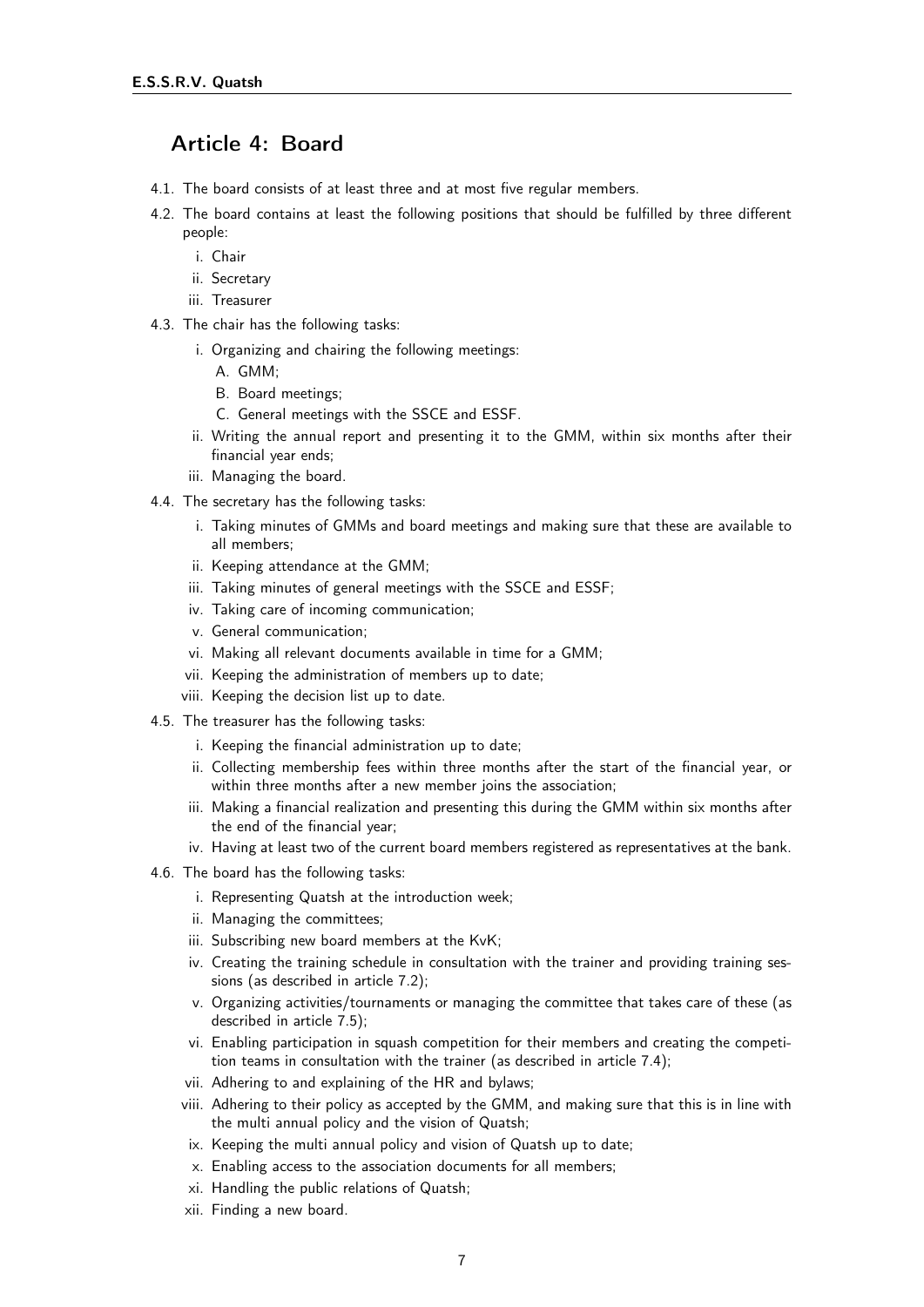## Article 4: Board

4.1. The board consists of at least three and at most five regular members.

4.2. The board contains at least the following positions that should be fulfilled by three different people:

   i. Chair
   ii. Secretary
   iii. Treasurer

4.3. The chair has the following tasks:

   i. Organizing and chairing the following meetings:
      A. GMM;
      B. Board meetings;
      C. General meetings with the SSCE and ESSF.
   ii. Writing the annual report and presenting it to the GMM, within six months after their financial year ends;
   iii. Managing the board.

4.4. The secretary has the following tasks:

   i. Taking minutes of GMMs and board meetings and making sure that these are available to all members;
   ii. Keeping attendance at the GMM;
   iii. Taking minutes of general meetings with the SSCE and ESSF;
   iv. Taking care of incoming communication;
   v. General communication;
   vi. Making all relevant documents available in time for a GMM;
   vii. Keeping the administration of members up to date;
   viii. Keeping the decision list up to date.

4.5. The treasurer has the following tasks:

   i. Keeping the financial administration up to date;
   ii. Collecting membership fees within three months after the start of the financial year, or within three months after a new member joins the association;
   iii. Making a financial realization and presenting this during the GMM within six months after the end of the financial year;
   iv. Having at least two of the current board members registered as representatives at the bank.

4.6. The board has the following tasks:

   i. Representing Quatsh at the introduction week;
   ii. Managing the committees;
   iii. Subscribing new board members at the KvK;
   iv. Creating the training schedule in consultation with the trainer and providing training sessions (as described in article 7.2);
   v. Organizing activities/tournaments or managing the committee that takes care of these (as described in article 7.5);
   vi. Enabling participation in squash competition for their members and creating the competition teams in consultation with the trainer (as described in article 7.4);
   vii. Adhering to and explaining of the HR and bylaws;
   viii. Adhering to their policy as accepted by the GMM, and making sure that this is in line with the multi annual policy and the vision of Quatsh;
   ix. Keeping the multi annual policy and vision of Quatsh up to date;
   x. Enabling access to the association documents for all members;
   xi. Handling the public relations of Quatsh;
   xii. Finding a new board.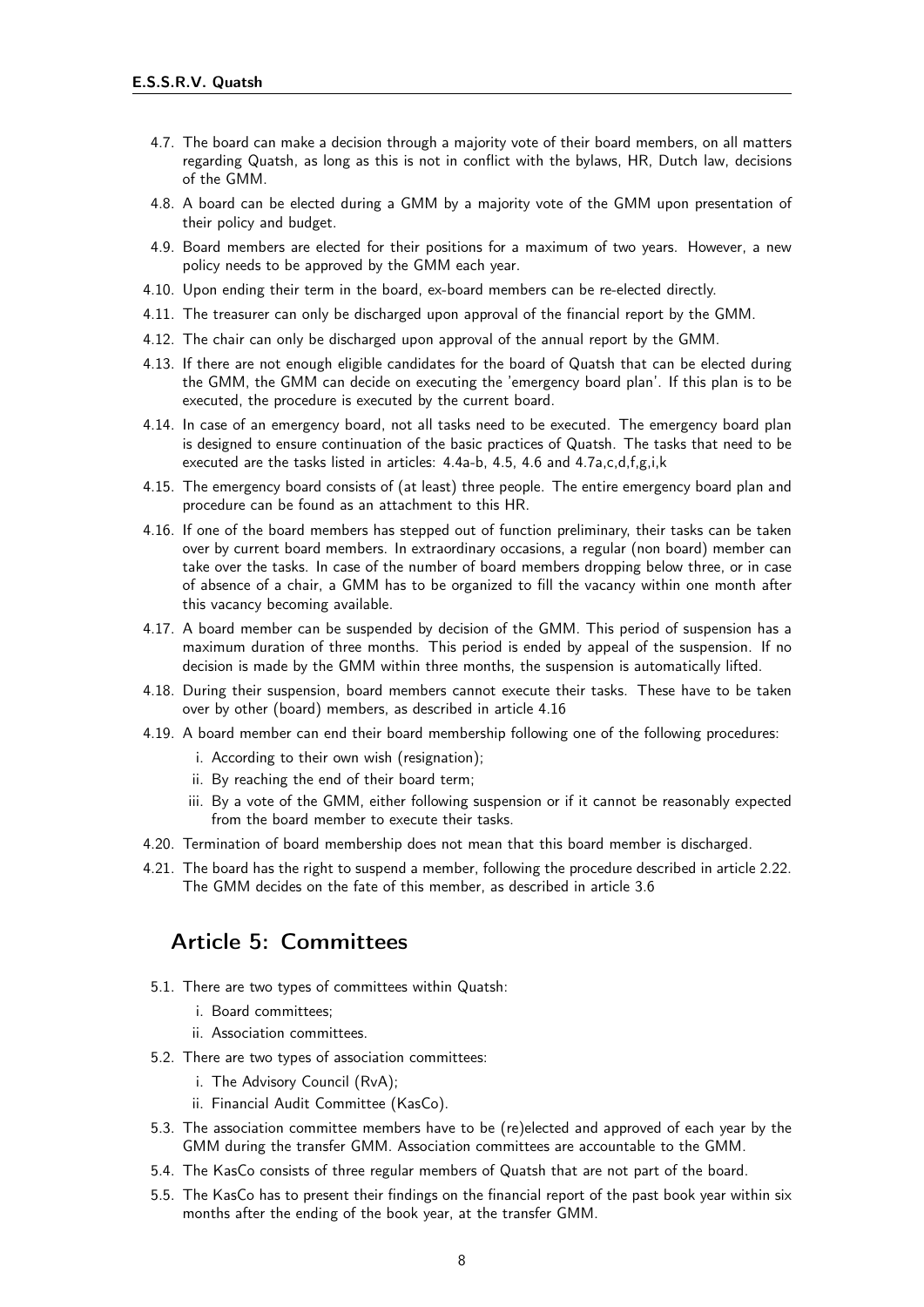4.7. The board can make a decision through a majority vote of their board members, on all matters regarding Quatsh, as long as this is not in conflict with the bylaws, HR, Dutch law, decisions of the GMM.

4.8. A board can be elected during a GMM by a majority vote of the GMM upon presentation of their policy and budget.

4.9. Board members are elected for their positions for a maximum of two years. However, a new policy needs to be approved by the GMM each year.

4.10. Upon ending their term in the board, ex-board members can be re-elected directly.

4.11. The treasurer can only be discharged upon approval of the financial report by the GMM.

4.12. The chair can only be discharged upon approval of the annual report by the GMM.

4.13. If there are not enough eligible candidates for the board of Quatsh that can be elected during the GMM, the GMM can decide on executing the 'emergency board plan'. If this plan is to be executed, the procedure is executed by the current board.

4.14. In case of an emergency board, not all tasks need to be executed. The emergency board plan is designed to ensure continuation of the basic practices of Quatsh. The tasks that need to be executed are the tasks listed in articles: 4.4a-b, 4.5, 4.6 and 4.7a,c,d,f,g,i,k

4.15. The emergency board consists of (at least) three people. The entire emergency board plan and procedure can be found as an attachment to this HR.

4.16. If one of the board members has stepped out of function preliminary, their tasks can be taken over by current board members. In extraordinary occasions, a regular (non board) member can take over the tasks. In case of the number of board members dropping below three, or in case of absence of a chair, a GMM has to be organized to fill the vacancy within one month after this vacancy becoming available.

4.17. A board member can be suspended by decision of the GMM. This period of suspension has a maximum duration of three months. This period is ended by appeal of the suspension. If no decision is made by the GMM within three months, the suspension is automatically lifted.

4.18. During their suspension, board members cannot execute their tasks. These have to be taken over by other (board) members, as described in article 4.16

4.19. A board member can end their board membership following one of the following procedures:

  i. According to their own wish (resignation);
  ii. By reaching the end of their board term;
  iii. By a vote of the GMM, either following suspension or if it cannot be reasonably expected from the board member to execute their tasks.

4.20. Termination of board membership does not mean that this board member is discharged.

4.21. The board has the right to suspend a member, following the procedure described in article 2.22. The GMM decides on the fate of this member, as described in article 3.6

## Article 5: Committees

5.1. There are two types of committees within Quatsh:

  i. Board committees;
  ii. Association committees.

5.2. There are two types of association committees:

  i. The Advisory Council (RvA);
  ii. Financial Audit Committee (KasCo).

5.3. The association committee members have to be (re)elected and approved of each year by the GMM during the transfer GMM. Association committees are accountable to the GMM.

5.4. The KasCo consists of three regular members of Quatsh that are not part of the board.

5.5. The KasCo has to present their findings on the financial report of the past book year within six months after the ending of the book year, at the transfer GMM.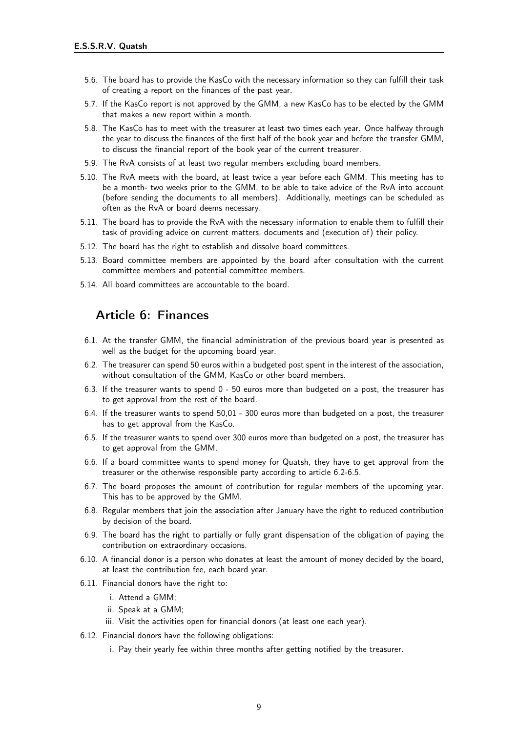5.6. The board has to provide the KasCo with the necessary information so they can fulfill their task of creating a report on the finances of the past year.

5.7. If the KasCo report is not approved by the GMM, a new KasCo has to be elected by the GMM that makes a new report within a month.

5.8. The KasCo has to meet with the treasurer at least two times each year. Once halfway through the year to discuss the finances of the first half of the book year and before the transfer GMM, to discuss the financial report of the book year of the current treasurer.

5.9. The RvA consists of at least two regular members excluding board members.

5.10. The RvA meets with the board, at least twice a year before each GMM. This meeting has to be a month- two weeks prior to the GMM, to be able to take advice of the RvA into account (before sending the documents to all members). Additionally, meetings can be scheduled as often as the RvA or board deems necessary.

5.11. The board has to provide the RvA with the necessary information to enable them to fulfill their task of providing advice on current matters, documents and (execution of) their policy.

5.12. The board has the right to establish and dissolve board committees.

5.13. Board committee members are appointed by the board after consultation with the current committee members and potential committee members.

5.14. All board committees are accountable to the board.

## Article 6: Finances

6.1. At the transfer GMM, the financial administration of the previous board year is presented as well as the budget for the upcoming board year.

6.2. The treasurer can spend 50 euros within a budgeted post spent in the interest of the association, without consultation of the GMM, KasCo or other board members.

6.3. If the treasurer wants to spend 0 - 50 euros more than budgeted on a post, the treasurer has to get approval from the rest of the board.

6.4. If the treasurer wants to spend 50,01 - 300 euros more than budgeted on a post, the treasurer has to get approval from the KasCo.

6.5. If the treasurer wants to spend over 300 euros more than budgeted on a post, the treasurer has to get approval from the GMM.

6.6. If a board committee wants to spend money for Quatsh, they have to get approval from the treasurer or the otherwise responsible party according to article 6.2-6.5.

6.7. The board proposes the amount of contribution for regular members of the upcoming year. This has to be approved by the GMM.

6.8. Regular members that join the association after January have the right to reduced contribution by decision of the board.

6.9. The board has the right to partially or fully grant dispensation of the obligation of paying the contribution on extraordinary occasions.

6.10. A financial donor is a person who donates at least the amount of money decided by the board, at least the contribution fee, each board year.

6.11. Financial donors have the right to:

   i. Attend a GMM;
   ii. Speak at a GMM;
   iii. Visit the activities open for financial donors (at least one each year).

6.12. Financial donors have the following obligations:

   i. Pay their yearly fee within three months after getting notified by the treasurer.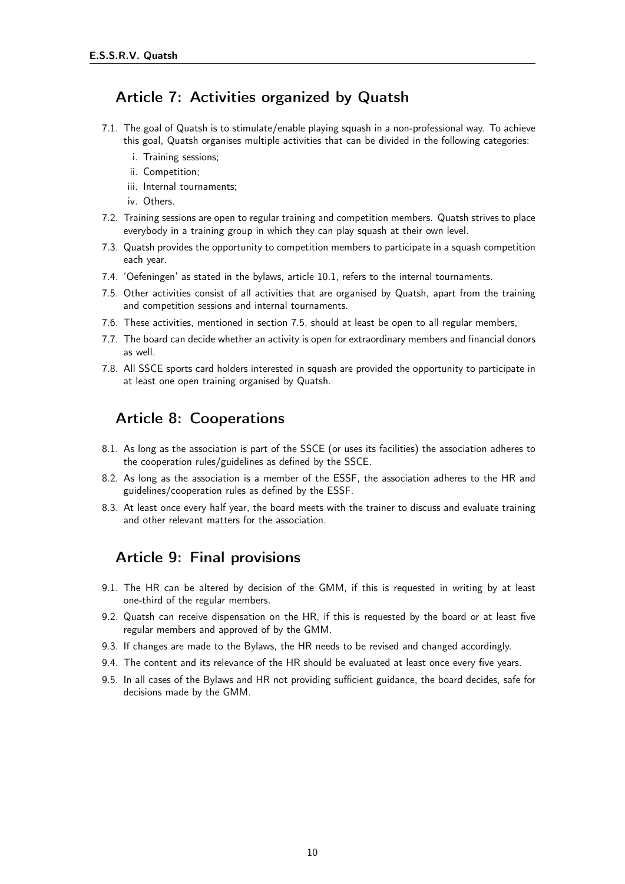## Article 7: Activities organized by Quatsh

7.1. The goal of Quatsh is to stimulate/enable playing squash in a non-professional way. To achieve this goal, Quatsh organises multiple activities that can be divided in the following categories:

   i. Training sessions;
   ii. Competition;
   iii. Internal tournaments;
   iv. Others.

7.2. Training sessions are open to regular training and competition members. Quatsh strives to place everybody in a training group in which they can play squash at their own level.

7.3. Quatsh provides the opportunity to competition members to participate in a squash competition each year.

7.4. 'Oefeningen' as stated in the bylaws, article 10.1, refers to the internal tournaments.

7.5. Other activities consist of all activities that are organised by Quatsh, apart from the training and competition sessions and internal tournaments.

7.6. These activities, mentioned in section 7.5, should at least be open to all regular members,

7.7. The board can decide whether an activity is open for extraordinary members and financial donors as well.

7.8. All SSCE sports card holders interested in squash are provided the opportunity to participate in at least one open training organised by Quatsh.

## Article 8: Cooperations

8.1. As long as the association is part of the SSCE (or uses its facilities) the association adheres to the cooperation rules/guidelines as defined by the SSCE.

8.2. As long as the association is a member of the ESSF, the association adheres to the HR and guidelines/cooperation rules as defined by the ESSF.

8.3. At least once every half year, the board meets with the trainer to discuss and evaluate training and other relevant matters for the association.

## Article 9: Final provisions

9.1. The HR can be altered by decision of the GMM, if this is requested in writing by at least one-third of the regular members.

9.2. Quatsh can receive dispensation on the HR, if this is requested by the board or at least five regular members and approved of by the GMM.

9.3. If changes are made to the Bylaws, the HR needs to be revised and changed accordingly.

9.4. The content and its relevance of the HR should be evaluated at least once every five years.

9.5. In all cases of the Bylaws and HR not providing sufficient guidance, the board decides, safe for decisions made by the GMM.